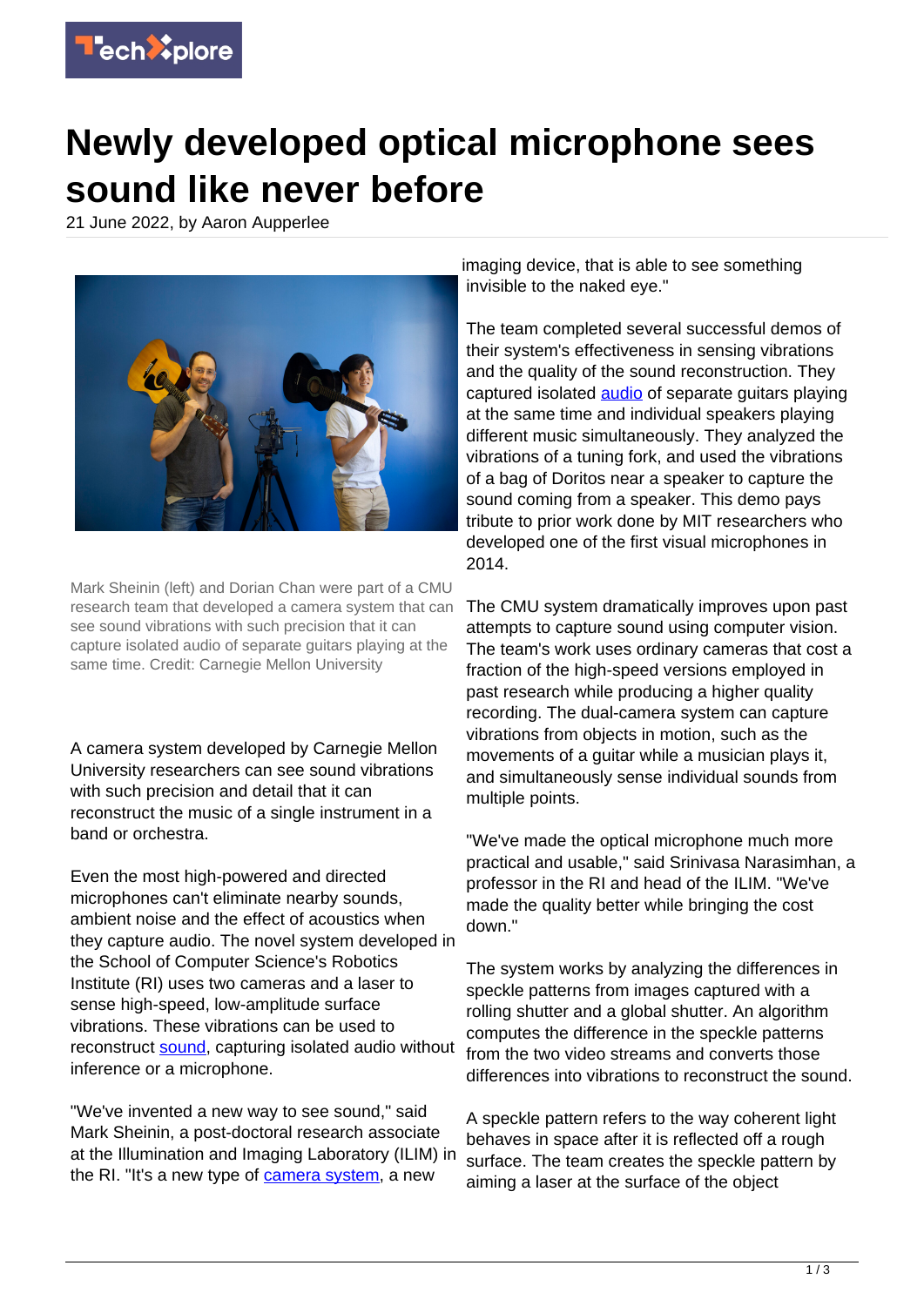# Newly developed optical microphone sees sound like never before

21 June 2022, by Aaron Aupperlee

Mark Sheinin (left) and Dorian Chan were part of a CMU research team that developed a camera system that can see sound vibrations with such precision that it can capture isolated audio of separate guitars playing at the same time. Credit: Carnegie Mellon University

A camera system developed by Carnegie Mellon University researchers can see sound vibrations with such precision and detail that it can reconstruct the music of a single instrument in a band or orchestra.

Even the most high-powered and directed microphones can't eliminate nearby sounds, ambient noise and the effect of acoustics when they capture audio. The novel system developed in the School of Computer Science's Robotics Institute (RI) uses two cameras and a laser to sense high-speed, low-amplitude surface vibrations. These vibrations can be used to reconstruct sound, capturing isolated audio without inference or a microphone.

"We've invented a new way to see sound," said Mark Sheinin, a post-doctoral research associate at the Illumination and Imaging Laboratory (ILIM) in the RI. "It's a new type of camera system, a new imaging device, that is able to see something invisible to the naked eye."

The team completed several successful demos of their system's effectiveness in sensing vibrations and the quality of the sound reconstruction. They captured isolated audio of separate guitars playing at the same time and individual speakers playing different music simultaneously. They analyzed the vibrations of a tuning fork, and used the vibrations of a bag of Doritos near a speaker to capture the sound coming from a speaker. This demo pays tribute to prior work done by MIT researchers who developed one of the first visual microphones in 2014.

The CMU system dramatically improves upon past attempts to capture sound using computer vision. The team's work uses ordinary cameras that cost a fraction of the high-speed versions employed in past research while producing a higher quality recording. The dual-camera system can capture vibrations from objects in motion, such as the movements of a guitar while a musician plays it, and simultaneously sense individual sounds from multiple points.

"We've made the optical microphone much more practical and usable," said Srinivasa Narasimhan, a professor in the RI and head of the ILIM. "We've made the quality better while bringing the cost down."

The system works by analyzing the differences in speckle patterns from images captured with a rolling shutter and a global shutter. An algorithm computes the difference in the speckle patterns from the two video streams and converts those differences into vibrations to reconstruct the sound.

A speckle pattern refers to the way coherent light behaves in space after it is reflected off a rough surface. The team creates the speckle pattern by aiming a laser at the surface of the object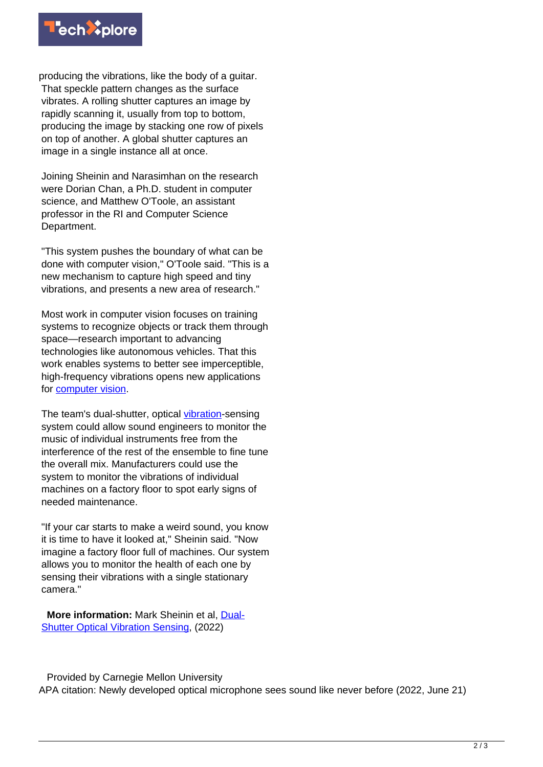producing the vibrations, like the body of a guitar. That speckle pattern changes as the surface vibrates. A rolling shutter captures an image by rapidly scanning it, usually from top to bottom, producing the image by stacking one row of pixels on top of another. A global shutter captures an image in a single instance all at once.

Joining Sheinin and Narasimhan on the research were Dorian Chan, a Ph.D. student in computer science, and Matthew O'Toole, an assistant professor in the RI and Computer Science Department.

"This system pushes the boundary of what can be done with computer vision," O'Toole said. "This is a new mechanism to capture high speed and tiny vibrations, and presents a new area of research."

Most work in computer vision focuses on training systems to recognize objects or track them through space—research important to advancing technologies like autonomous vehicles. That this work enables systems to better see imperceptible, high-frequency vibrations opens new applications for computer vision.

The team's dual-shutter, optical vibration-sensing system could allow sound engineers to monitor the music of individual instruments free from the interference of the rest of the ensemble to fine tune the overall mix. Manufacturers could use the system to monitor the vibrations of individual machines on a factory floor to spot early signs of needed maintenance.

"If your car starts to make a weird sound, you know it is time to have it looked at," Sheinin said. "Now imagine a factory floor full of machines. Our system allows you to monitor the health of each one by sensing their vibrations with a single stationary camera."

**More information:** Mark Sheinin et al, Dual-Shutter Optical Vibration Sensing, (2022)

Provided by Carnegie Mellon University

APA citation: Newly developed optical microphone sees sound like never before (2022, June 21)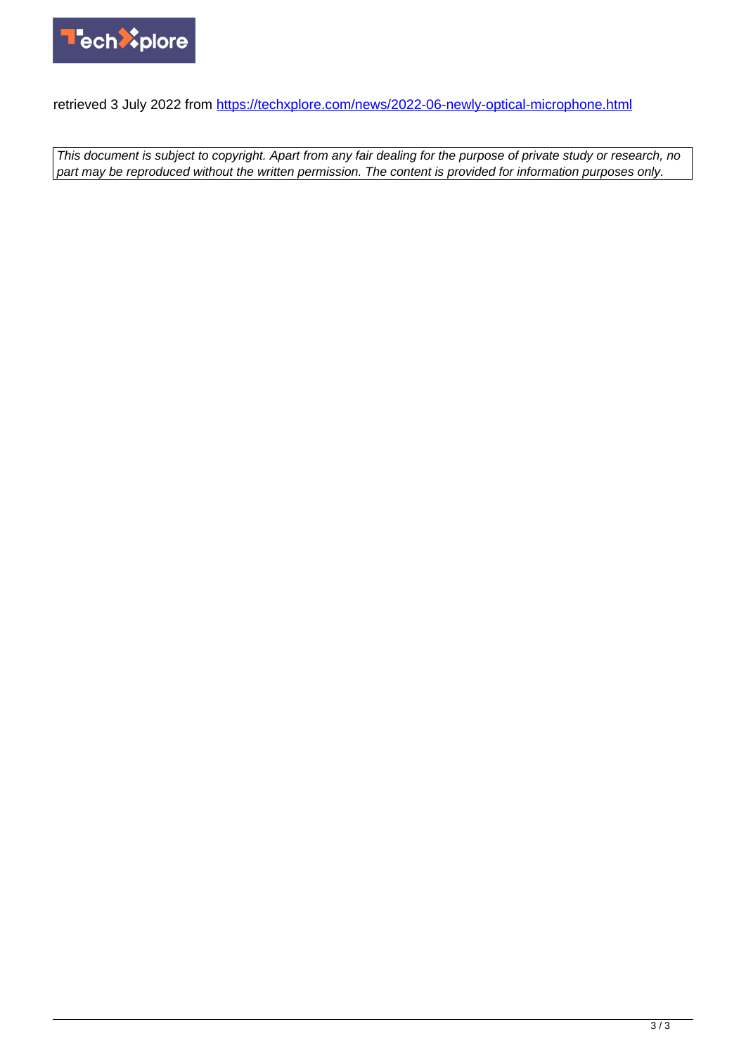retrieved 3 July 2022 from https://techxplore.com/news/2022-06-newly-optical-microphone.html

*This document is subject to copyright. Apart from any fair dealing for the purpose of private study or research, no part may be reproduced without the written permission. The content is provided for information purposes only.*